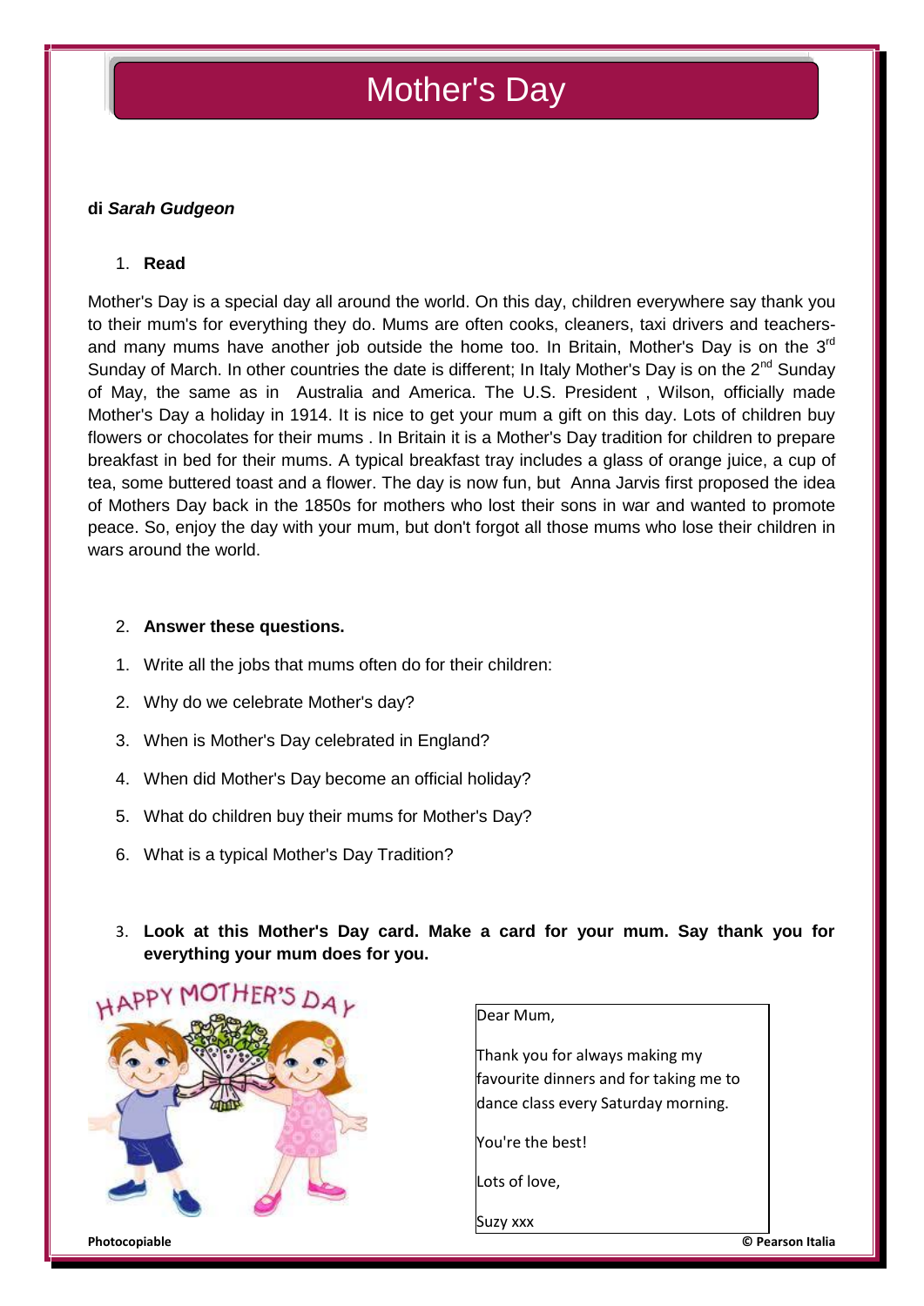# Mother's Day

**di *Sarah Gudgeon***

1. **Read**

Mother's Day is a special day all around the world. On this day, children everywhere say thank you to their mum's for everything they do. Mums are often cooks, cleaners, taxi drivers and teachers- and many mums have another job outside the home too. In Britain, Mother's Day is on the 3rd Sunday of March. In other countries the date is different; In Italy Mother's Day is on the 2nd Sunday of May, the same as in Australia and America. The U.S. President , Wilson, officially made Mother's Day a holiday in 1914. It is nice to get your mum a gift on this day. Lots of children buy flowers or chocolates for their mums . In Britain it is a Mother's Day tradition for children to prepare breakfast in bed for their mums. A typical breakfast tray includes a glass of orange juice, a cup of tea, some buttered toast and a flower. The day is now fun, but Anna Jarvis first proposed the idea of Mothers Day back in the 1850s for mothers who lost their sons in war and wanted to promote peace. So, enjoy the day with your mum, but don't forgot all those mums who lose their children in wars around the world.

2. **Answer these questions.**

1. Write all the jobs that mums often do for their children:
2. Why do we celebrate Mother's day?
3. When is Mother's Day celebrated in England?
4. When did Mother's Day become an official holiday?
5. What do children buy their mums for Mother's Day?
6. What is a typical Mother's Day Tradition?

3. **Look at this Mother's Day card. Make a card for your mum. Say thank you for everything your mum does for you.**

HAPPY MOTHER'S DAY

Dear Mum,

Thank you for always making my favourite dinners and for taking me to dance class every Saturday morning.

You're the best!

Lots of love,

Suzy xxx

**Photocopiable** **© Pearson Italia**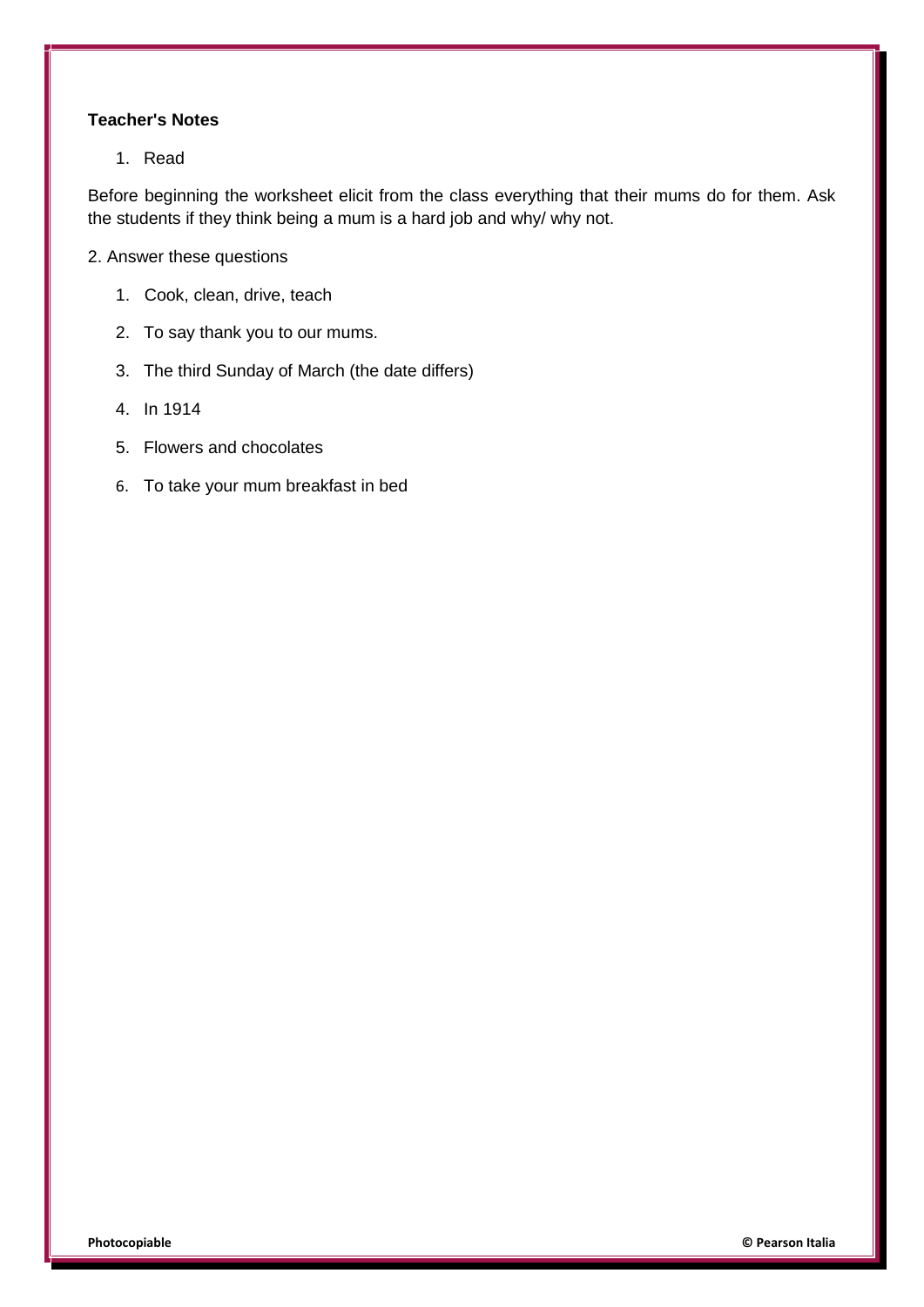**Teacher's Notes**

1. Read

Before beginning the worksheet elicit from the class everything that their mums do for them. Ask the students if they think being a mum is a hard job and why/ why not.

2. Answer these questions

1. Cook, clean, drive, teach
2. To say thank you to our mums.
3. The third Sunday of March (the date differs)
4. In 1914
5. Flowers and chocolates
6. To take your mum breakfast in bed

Photocopiable © Pearson Italia